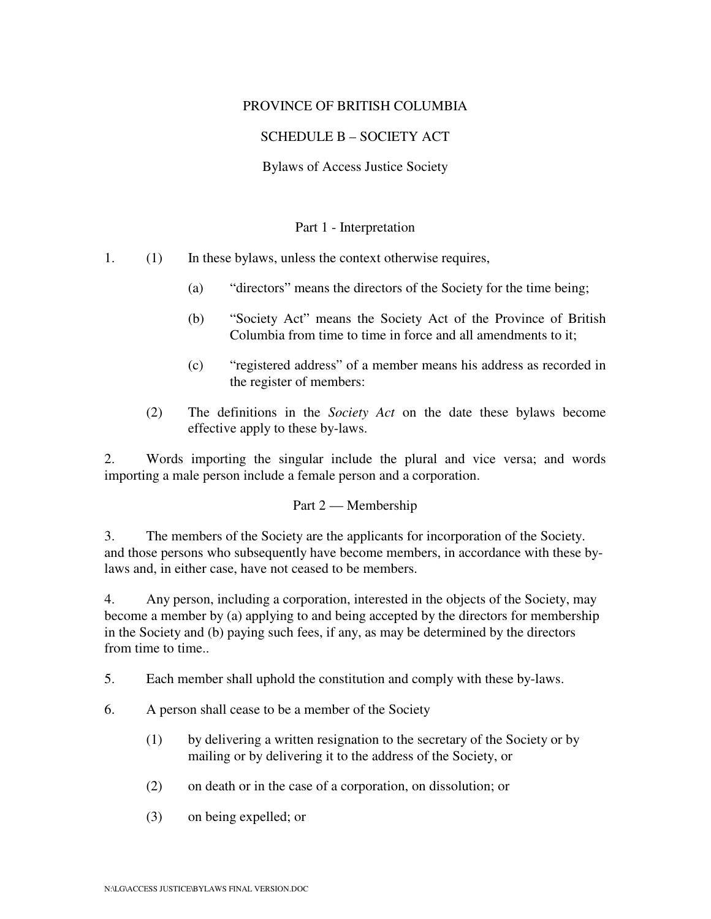PROVINCE OF BRITISH COLUMBIA

SCHEDULE B – SOCIETY ACT

Bylaws of Access Justice Society

## Part 1 - Interpretation

1. (1) In these bylaws, unless the context otherwise requires,

   (a) “directors” means the directors of the Society for the time being;

   (b) “Society Act” means the Society Act of the Province of British Columbia from time to time in force and all amendments to it;

   (c) “registered address” of a member means his address as recorded in the register of members:

   (2) The definitions in the *Society Act* on the date these bylaws become effective apply to these by-laws.

2. Words importing the singular include the plural and vice versa; and words importing a male person include a female person and a corporation.

## Part 2 — Membership

3. The members of the Society are the applicants for incorporation of the Society. and those persons who subsequently have become members, in accordance with these by-laws and, in either case, have not ceased to be members.

4. Any person, including a corporation, interested in the objects of the Society, may become a member by (a) applying to and being accepted by the directors for membership in the Society and (b) paying such fees, if any, as may be determined by the directors from time to time..

5. Each member shall uphold the constitution and comply with these by-laws.

6. A person shall cease to be a member of the Society

   (1) by delivering a written resignation to the secretary of the Society or by mailing or by delivering it to the address of the Society, or

   (2) on death or in the case of a corporation, on dissolution; or

   (3) on being expelled; or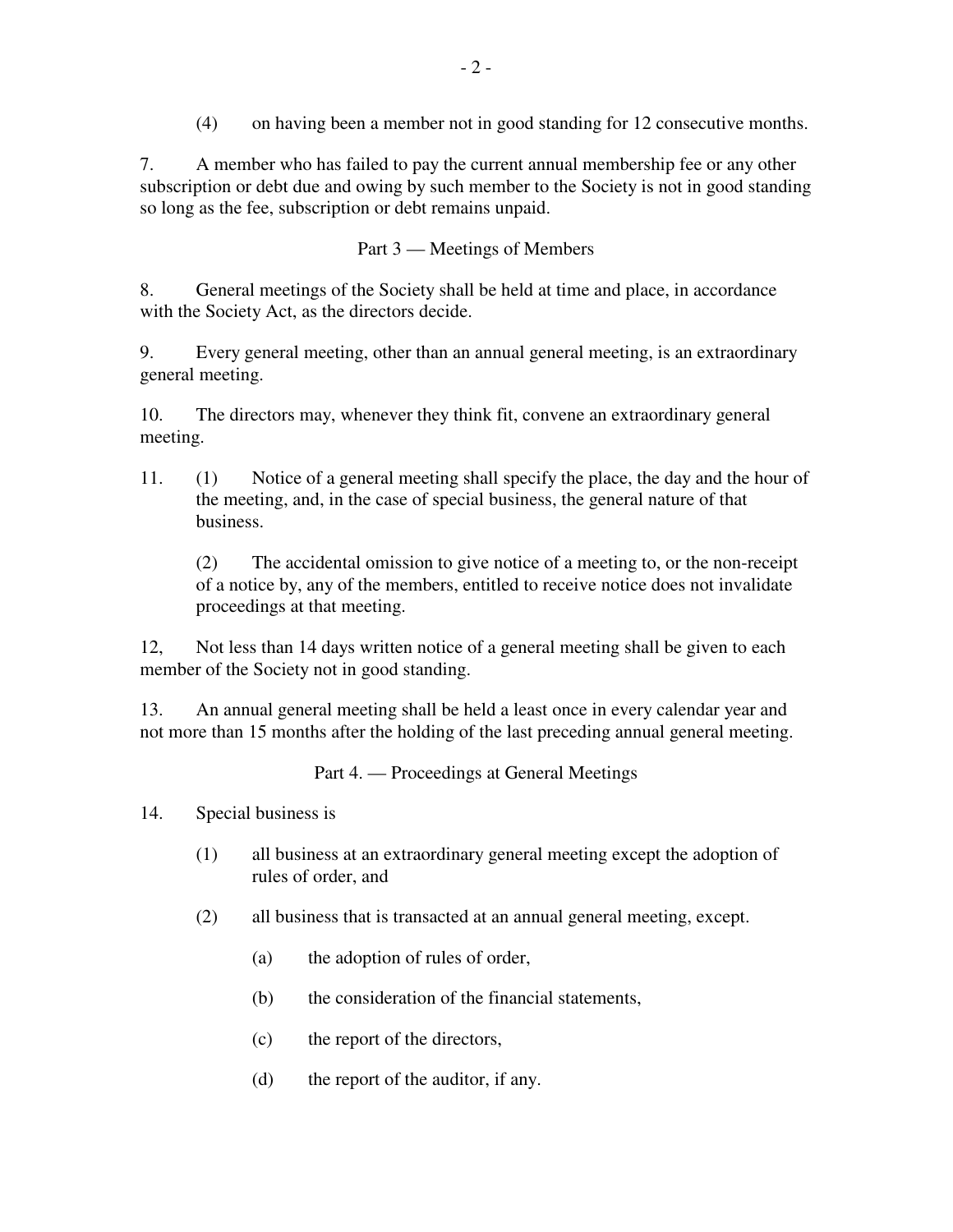(4) on having been a member not in good standing for 12 consecutive months.

7. A member who has failed to pay the current annual membership fee or any other subscription or debt due and owing by such member to the Society is not in good standing so long as the fee, subscription or debt remains unpaid.

## Part 3 — Meetings of Members

8. General meetings of the Society shall be held at time and place, in accordance with the Society Act, as the directors decide.

9. Every general meeting, other than an annual general meeting, is an extraordinary general meeting.

10. The directors may, whenever they think fit, convene an extraordinary general meeting.

11. (1) Notice of a general meeting shall specify the place, the day and the hour of the meeting, and, in the case of special business, the general nature of that business.

 (2) The accidental omission to give notice of a meeting to, or the non-receipt of a notice by, any of the members, entitled to receive notice does not invalidate proceedings at that meeting.

12, Not less than 14 days written notice of a general meeting shall be given to each member of the Society not in good standing.

13. An annual general meeting shall be held a least once in every calendar year and not more than 15 months after the holding of the last preceding annual general meeting.

## Part 4. — Proceedings at General Meetings

14. Special business is

 (1) all business at an extraordinary general meeting except the adoption of rules of order, and

 (2) all business that is transacted at an annual general meeting, except.

  (a) the adoption of rules of order,

  (b) the consideration of the financial statements,

  (c) the report of the directors,

  (d) the report of the auditor, if any.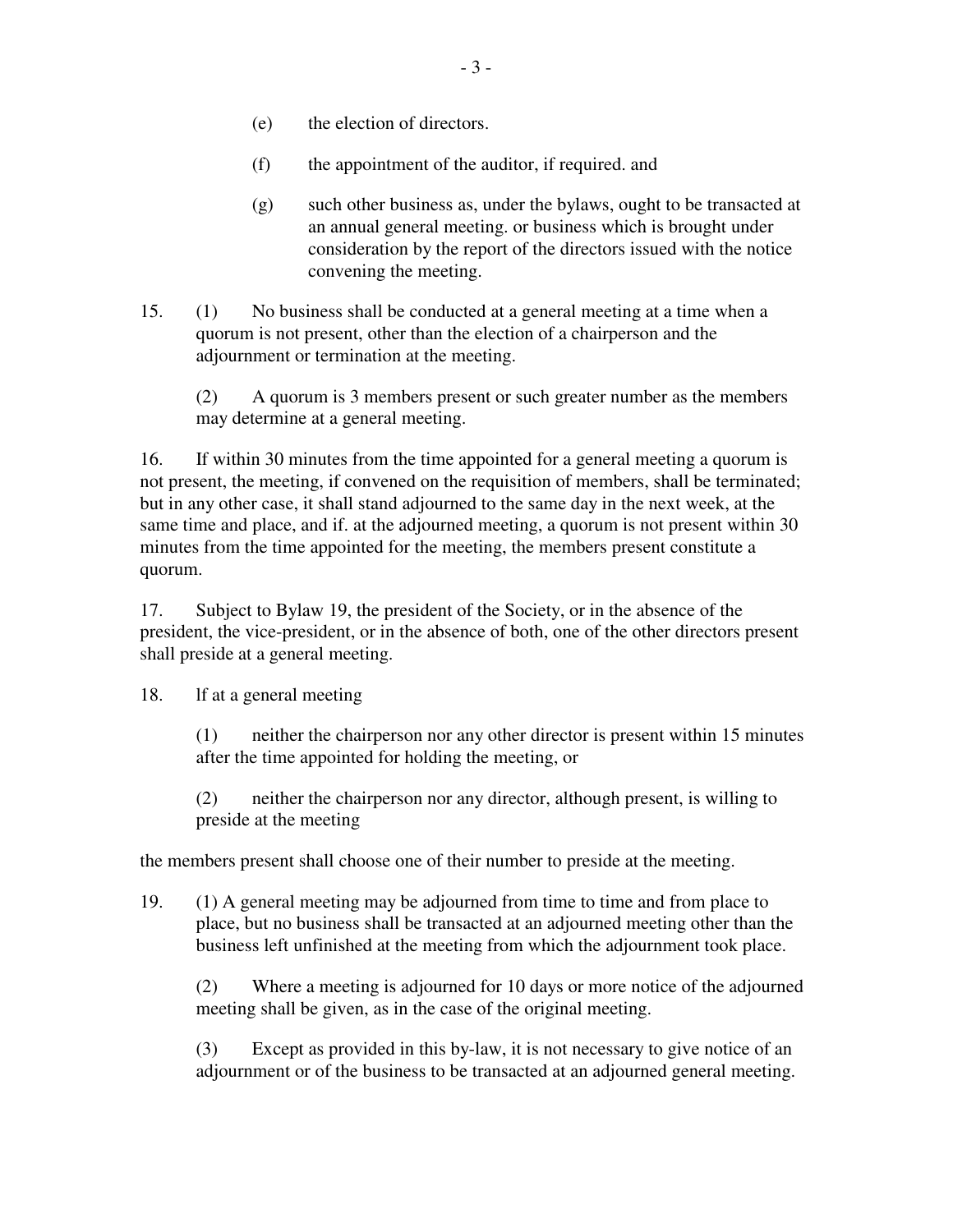(e) the election of directors.

(f) the appointment of the auditor, if required. and

(g) such other business as, under the bylaws, ought to be transacted at an annual general meeting. or business which is brought under consideration by the report of the directors issued with the notice convening the meeting.

15. (1) No business shall be conducted at a general meeting at a time when a quorum is not present, other than the election of a chairperson and the adjournment or termination at the meeting.

(2) A quorum is 3 members present or such greater number as the members may determine at a general meeting.

16. If within 30 minutes from the time appointed for a general meeting a quorum is not present, the meeting, if convened on the requisition of members, shall be terminated; but in any other case, it shall stand adjourned to the same day in the next week, at the same time and place, and if. at the adjourned meeting, a quorum is not present within 30 minutes from the time appointed for the meeting, the members present constitute a quorum.

17. Subject to Bylaw 19, the president of the Society, or in the absence of the president, the vice-president, or in the absence of both, one of the other directors present shall preside at a general meeting.

18. lf at a general meeting

(1) neither the chairperson nor any other director is present within 15 minutes after the time appointed for holding the meeting, or

(2) neither the chairperson nor any director, although present, is willing to preside at the meeting

the members present shall choose one of their number to preside at the meeting.

19. (1) A general meeting may be adjourned from time to time and from place to place, but no business shall be transacted at an adjourned meeting other than the business left unfinished at the meeting from which the adjournment took place.

(2) Where a meeting is adjourned for 10 days or more notice of the adjourned meeting shall be given, as in the case of the original meeting.

(3) Except as provided in this by-law, it is not necessary to give notice of an adjournment or of the business to be transacted at an adjourned general meeting.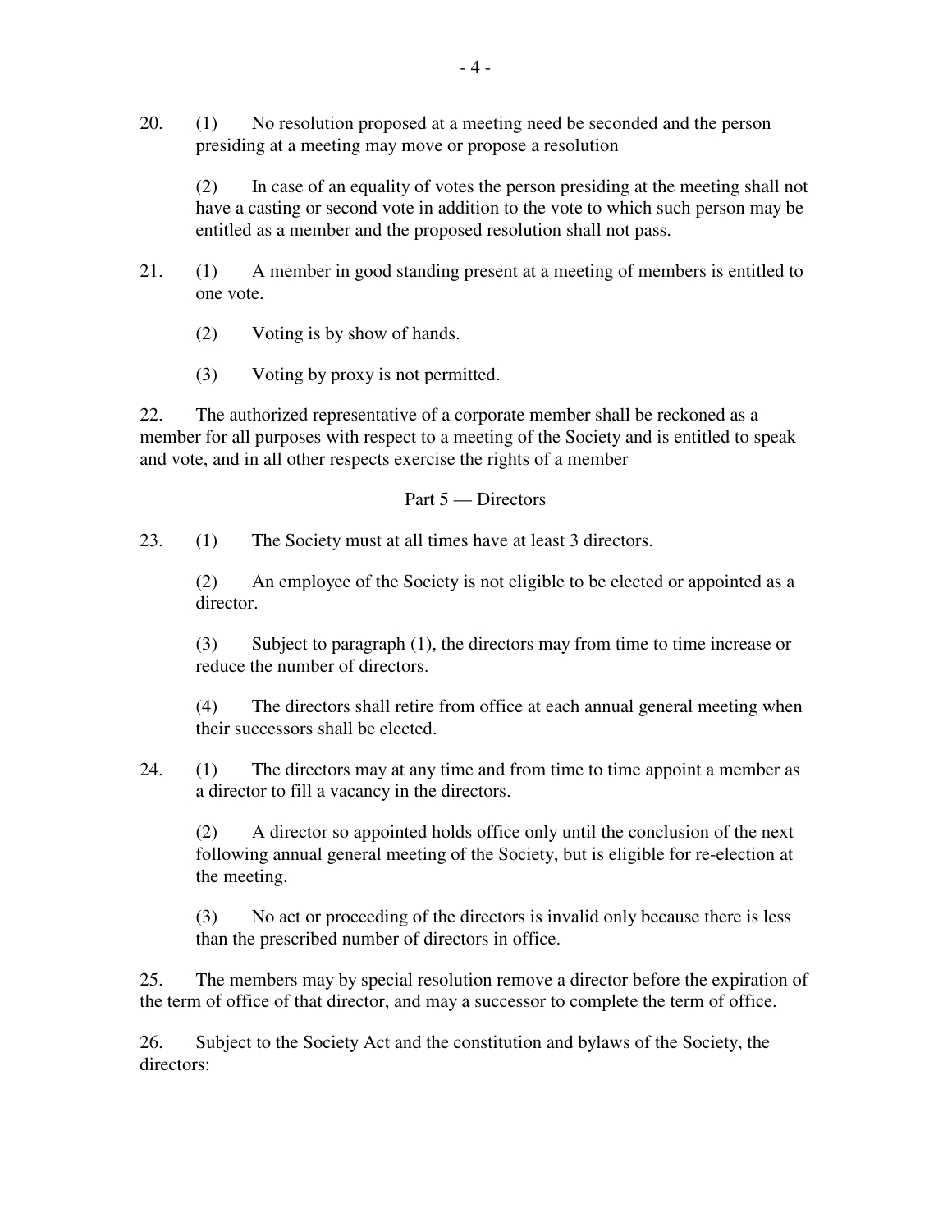20. (1) No resolution proposed at a meeting need be seconded and the person presiding at a meeting may move or propose a resolution

(2) In case of an equality of votes the person presiding at the meeting shall not have a casting or second vote in addition to the vote to which such person may be entitled as a member and the proposed resolution shall not pass.

21. (1) A member in good standing present at a meeting of members is entitled to one vote.

(2) Voting is by show of hands.

(3) Voting by proxy is not permitted.

22. The authorized representative of a corporate member shall be reckoned as a member for all purposes with respect to a meeting of the Society and is entitled to speak and vote, and in all other respects exercise the rights of a member

## Part 5 — Directors

23. (1) The Society must at all times have at least 3 directors.

(2) An employee of the Society is not eligible to be elected or appointed as a director.

(3) Subject to paragraph (1), the directors may from time to time increase or reduce the number of directors.

(4) The directors shall retire from office at each annual general meeting when their successors shall be elected.

24. (1) The directors may at any time and from time to time appoint a member as a director to fill a vacancy in the directors.

(2) A director so appointed holds office only until the conclusion of the next following annual general meeting of the Society, but is eligible for re-election at the meeting.

(3) No act or proceeding of the directors is invalid only because there is less than the prescribed number of directors in office.

25. The members may by special resolution remove a director before the expiration of the term of office of that director, and may a successor to complete the term of office.

26. Subject to the Society Act and the constitution and bylaws of the Society, the directors: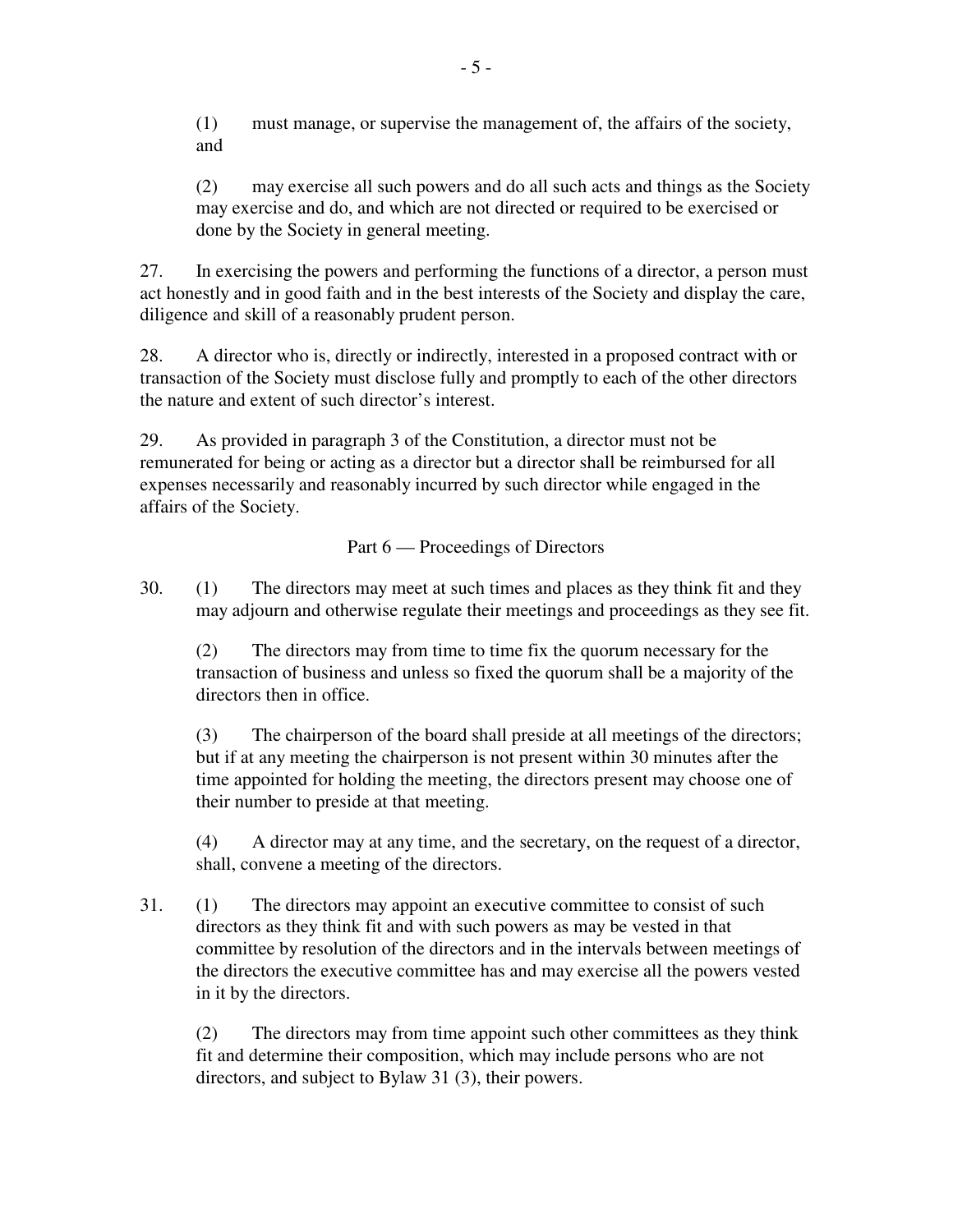(1) must manage, or supervise the management of, the affairs of the society, and

(2) may exercise all such powers and do all such acts and things as the Society may exercise and do, and which are not directed or required to be exercised or done by the Society in general meeting.

27. In exercising the powers and performing the functions of a director, a person must act honestly and in good faith and in the best interests of the Society and display the care, diligence and skill of a reasonably prudent person.

28. A director who is, directly or indirectly, interested in a proposed contract with or transaction of the Society must disclose fully and promptly to each of the other directors the nature and extent of such director's interest.

29. As provided in paragraph 3 of the Constitution, a director must not be remunerated for being or acting as a director but a director shall be reimbursed for all expenses necessarily and reasonably incurred by such director while engaged in the affairs of the Society.

## Part 6 — Proceedings of Directors

30. (1) The directors may meet at such times and places as they think fit and they may adjourn and otherwise regulate their meetings and proceedings as they see fit.

(2) The directors may from time to time fix the quorum necessary for the transaction of business and unless so fixed the quorum shall be a majority of the directors then in office.

(3) The chairperson of the board shall preside at all meetings of the directors; but if at any meeting the chairperson is not present within 30 minutes after the time appointed for holding the meeting, the directors present may choose one of their number to preside at that meeting.

(4) A director may at any time, and the secretary, on the request of a director, shall, convene a meeting of the directors.

31. (1) The directors may appoint an executive committee to consist of such directors as they think fit and with such powers as may be vested in that committee by resolution of the directors and in the intervals between meetings of the directors the executive committee has and may exercise all the powers vested in it by the directors.

(2) The directors may from time appoint such other committees as they think fit and determine their composition, which may include persons who are not directors, and subject to Bylaw 31 (3), their powers.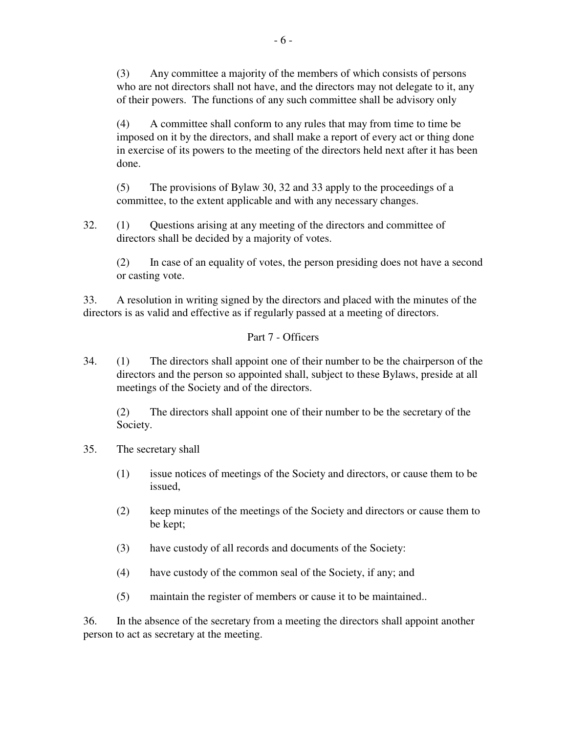(3) Any committee a majority of the members of which consists of persons who are not directors shall not have, and the directors may not delegate to it, any of their powers. The functions of any such committee shall be advisory only

(4) A committee shall conform to any rules that may from time to time be imposed on it by the directors, and shall make a report of every act or thing done in exercise of its powers to the meeting of the directors held next after it has been done.

(5) The provisions of Bylaw 30, 32 and 33 apply to the proceedings of a committee, to the extent applicable and with any necessary changes.

32. (1) Questions arising at any meeting of the directors and committee of directors shall be decided by a majority of votes.

(2) In case of an equality of votes, the person presiding does not have a second or casting vote.

33. A resolution in writing signed by the directors and placed with the minutes of the directors is as valid and effective as if regularly passed at a meeting of directors.

## Part 7 - Officers

34. (1) The directors shall appoint one of their number to be the chairperson of the directors and the person so appointed shall, subject to these Bylaws, preside at all meetings of the Society and of the directors.

(2) The directors shall appoint one of their number to be the secretary of the Society.

35. The secretary shall

(1) issue notices of meetings of the Society and directors, or cause them to be issued,

(2) keep minutes of the meetings of the Society and directors or cause them to be kept;

(3) have custody of all records and documents of the Society:

(4) have custody of the common seal of the Society, if any; and

(5) maintain the register of members or cause it to be maintained..

36. In the absence of the secretary from a meeting the directors shall appoint another person to act as secretary at the meeting.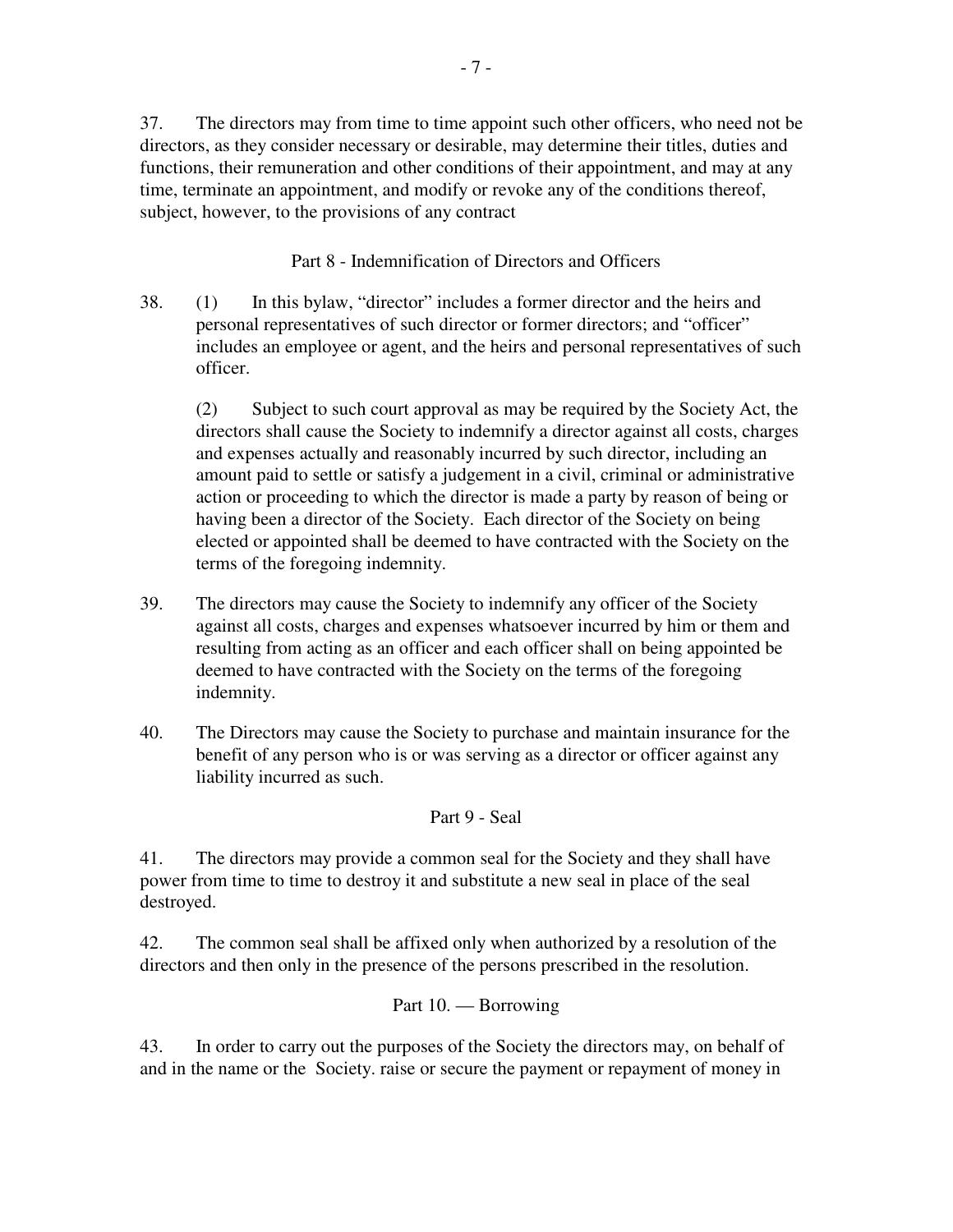37. The directors may from time to time appoint such other officers, who need not be directors, as they consider necessary or desirable, may determine their titles, duties and functions, their remuneration and other conditions of their appointment, and may at any time, terminate an appointment, and modify or revoke any of the conditions thereof, subject, however, to the provisions of any contract

## Part 8 - Indemnification of Directors and Officers

38. (1) In this bylaw, “director” includes a former director and the heirs and personal representatives of such director or former directors; and “officer” includes an employee or agent, and the heirs and personal representatives of such officer.

(2) Subject to such court approval as may be required by the Society Act, the directors shall cause the Society to indemnify a director against all costs, charges and expenses actually and reasonably incurred by such director, including an amount paid to settle or satisfy a judgement in a civil, criminal or administrative action or proceeding to which the director is made a party by reason of being or having been a director of the Society. Each director of the Society on being elected or appointed shall be deemed to have contracted with the Society on the terms of the foregoing indemnity.

39. The directors may cause the Society to indemnify any officer of the Society against all costs, charges and expenses whatsoever incurred by him or them and resulting from acting as an officer and each officer shall on being appointed be deemed to have contracted with the Society on the terms of the foregoing indemnity.

40. The Directors may cause the Society to purchase and maintain insurance for the benefit of any person who is or was serving as a director or officer against any liability incurred as such.

## Part 9 - Seal

41. The directors may provide a common seal for the Society and they shall have power from time to time to destroy it and substitute a new seal in place of the seal destroyed.

42. The common seal shall be affixed only when authorized by a resolution of the directors and then only in the presence of the persons prescribed in the resolution.

## Part 10. — Borrowing

43. In order to carry out the purposes of the Society the directors may, on behalf of and in the name or the Society. raise or secure the payment or repayment of money in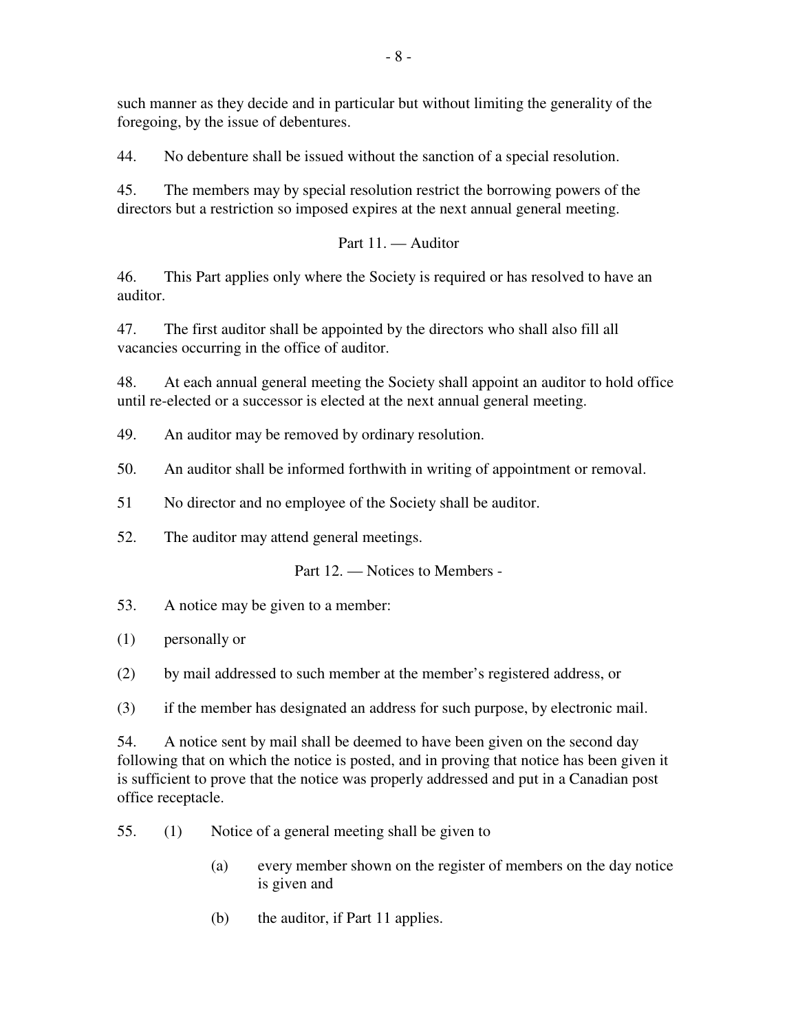such manner as they decide and in particular but without limiting the generality of the foregoing, by the issue of debentures.

44. No debenture shall be issued without the sanction of a special resolution.

45. The members may by special resolution restrict the borrowing powers of the directors but a restriction so imposed expires at the next annual general meeting.

## Part 11. — Auditor

46. This Part applies only where the Society is required or has resolved to have an auditor.

47. The first auditor shall be appointed by the directors who shall also fill all vacancies occurring in the office of auditor.

48. At each annual general meeting the Society shall appoint an auditor to hold office until re-elected or a successor is elected at the next annual general meeting.

49. An auditor may be removed by ordinary resolution.

50. An auditor shall be informed forthwith in writing of appointment or removal.

51 No director and no employee of the Society shall be auditor.

52. The auditor may attend general meetings.

## Part 12. — Notices to Members -

53. A notice may be given to a member:

(1) personally or

(2) by mail addressed to such member at the member's registered address, or

(3) if the member has designated an address for such purpose, by electronic mail.

54. A notice sent by mail shall be deemed to have been given on the second day following that on which the notice is posted, and in proving that notice has been given it is sufficient to prove that the notice was properly addressed and put in a Canadian post office receptacle.

55. (1) Notice of a general meeting shall be given to

(a) every member shown on the register of members on the day notice is given and

(b) the auditor, if Part 11 applies.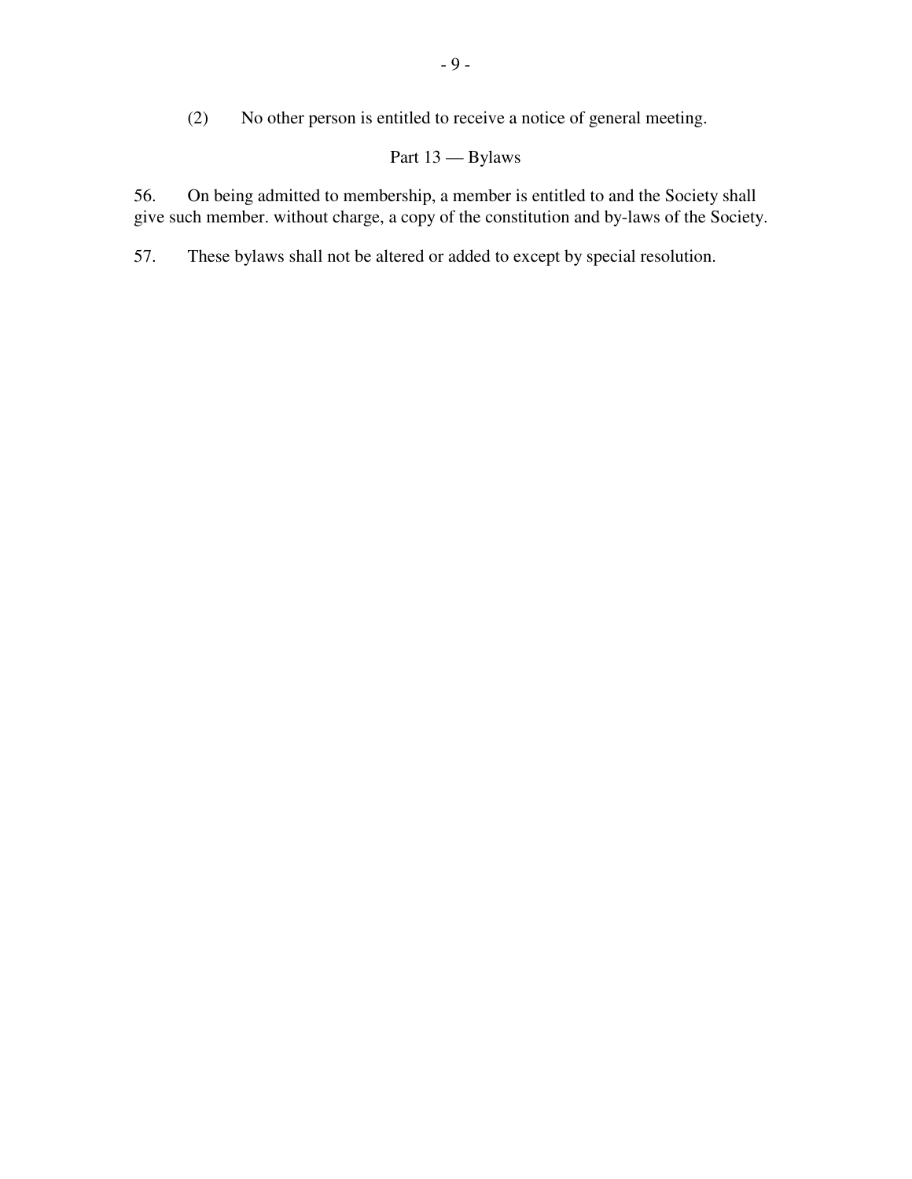(2) No other person is entitled to receive a notice of general meeting.

## Part 13 — Bylaws

56. On being admitted to membership, a member is entitled to and the Society shall give such member. without charge, a copy of the constitution and by-laws of the Society.

57. These bylaws shall not be altered or added to except by special resolution.